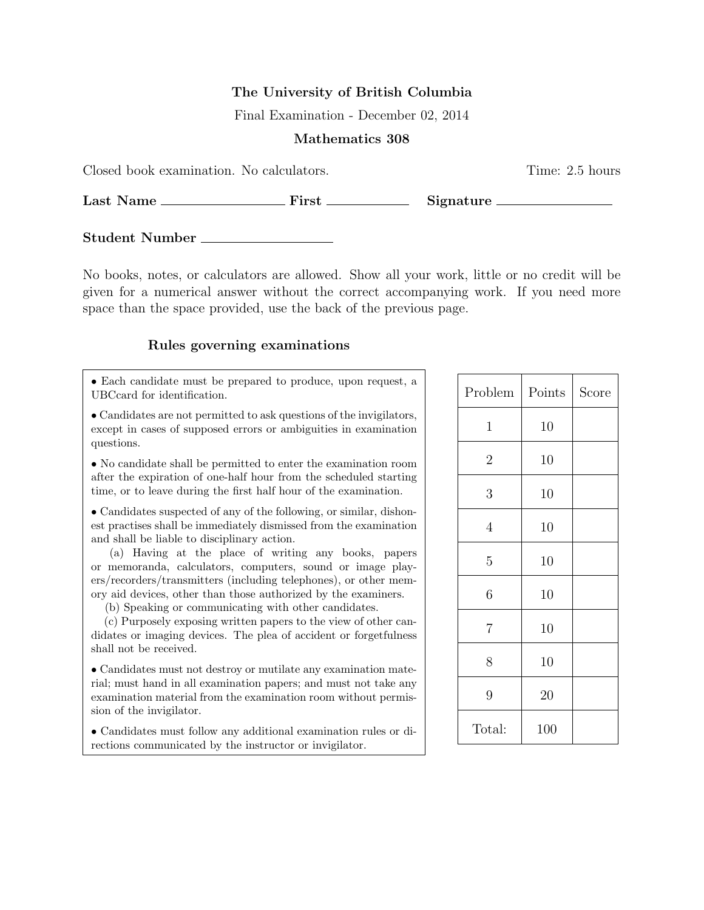**The University of British Columbia**

Final Examination - December 02, 2014

**Mathematics 308**

Closed book examination. No calculators. Time: 2.5 hours

**Last Name** ________________ **First** ____________ **Signature** ________________

**Student Number** ________________

No books, notes, or calculators are allowed. Show all your work, little or no credit will be given for a numerical answer without the correct accompanying work. If you need more space than the space provided, use the back of the previous page.

### Rules governing examinations

- Each candidate must be prepared to produce, upon request, a UBCcard for identification.
- Candidates are not permitted to ask questions of the invigilators, except in cases of supposed errors or ambiguities in examination questions.
- No candidate shall be permitted to enter the examination room after the expiration of one-half hour from the scheduled starting time, or to leave during the first half hour of the examination.
- Candidates suspected of any of the following, or similar, dishonest practises shall be immediately dismissed from the examination and shall be liable to disciplinary action.
  (a) Having at the place of writing any books, papers or memoranda, calculators, computers, sound or image players/recorders/transmitters (including telephones), or other memory aid devices, other than those authorized by the examiners.
  (b) Speaking or communicating with other candidates.
  (c) Purposely exposing written papers to the view of other candidates or imaging devices. The plea of accident or forgetfulness shall not be received.
- Candidates must not destroy or mutilate any examination material; must hand in all examination papers; and must not take any examination material from the examination room without permission of the invigilator.
- Candidates must follow any additional examination rules or directions communicated by the instructor or invigilator.

| Problem | Points | Score |
|---|---|---|
| 1 | 10 | |
| 2 | 10 | |
| 3 | 10 | |
| 4 | 10 | |
| 5 | 10 | |
| 6 | 10 | |
| 7 | 10 | |
| 8 | 10 | |
| 9 | 20 | |
| Total: | 100 | |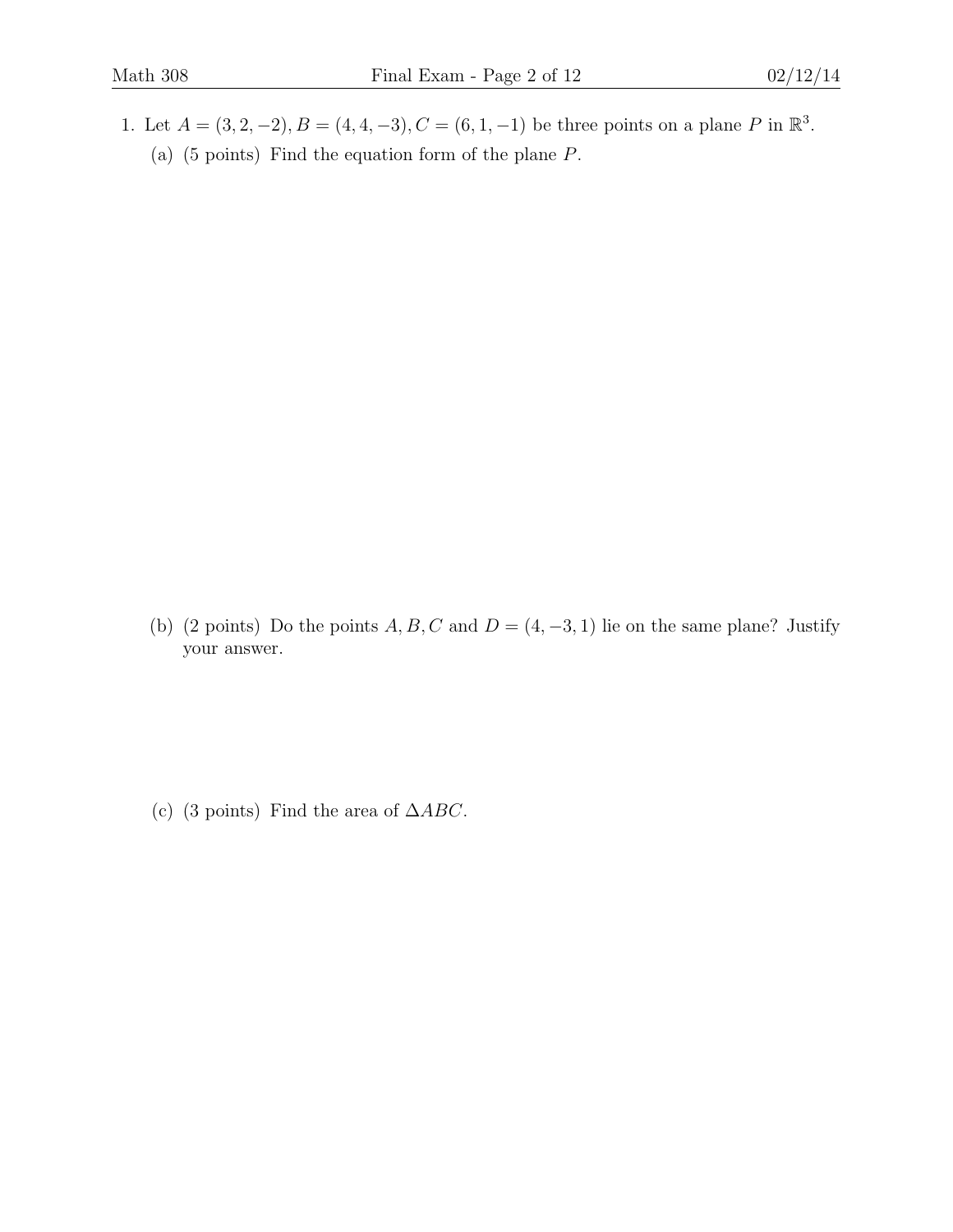1. Let $A = (3, 2, -2), B = (4, 4, -3), C = (6, 1, -1)$ be three points on a plane $P$ in $\mathbb{R}^3$.

   (a) (5 points) Find the equation form of the plane $P$.

   (b) (2 points) Do the points $A, B, C$ and $D = (4, -3, 1)$ lie on the same plane? Justify your answer.

   (c) (3 points) Find the area of $\Delta ABC$.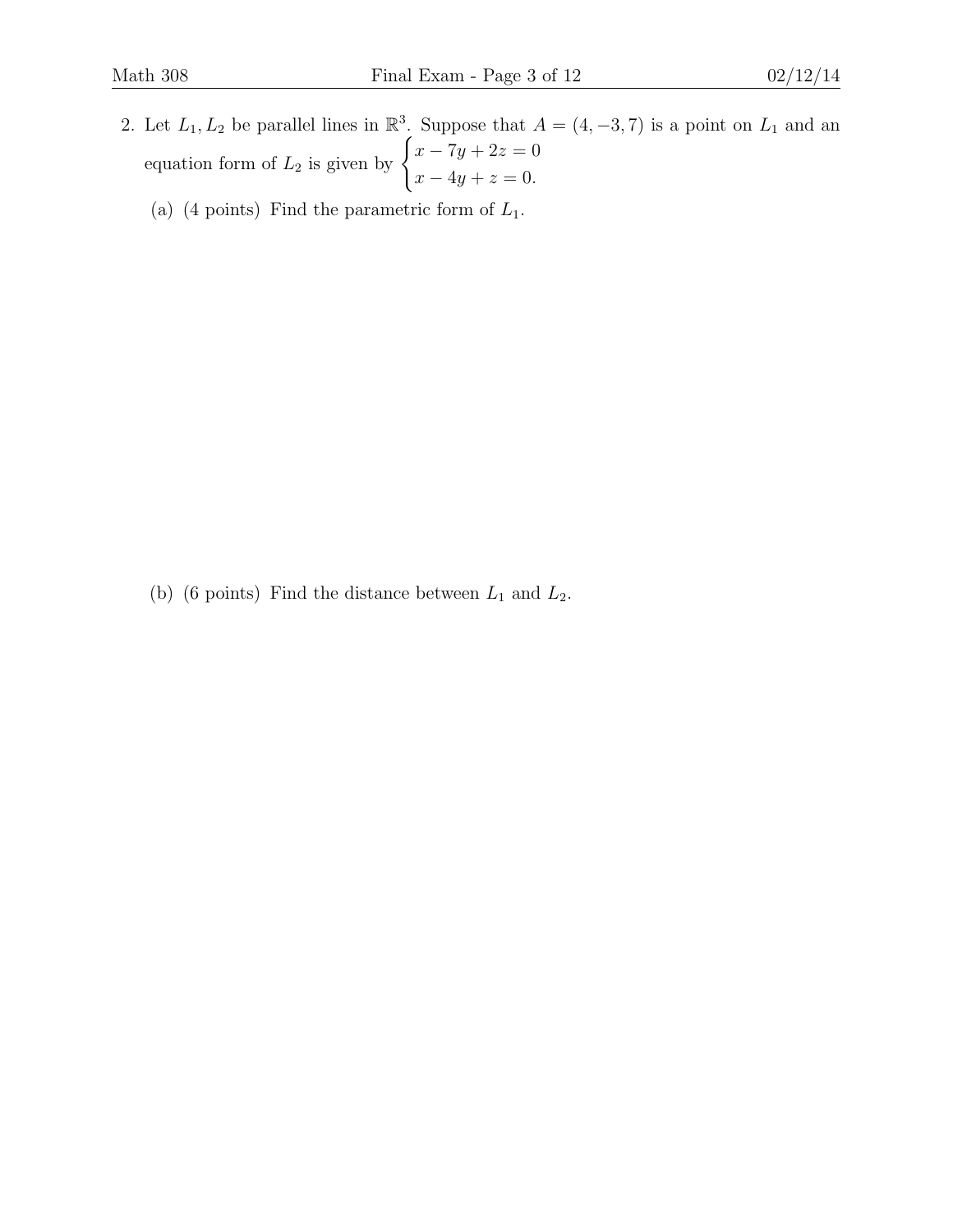2. Let $L_1, L_2$ be parallel lines in $\mathbb{R}^3$. Suppose that $A = (4, -3, 7)$ is a point on $L_1$ and an equation form of $L_2$ is given by $\begin{cases} x - 7y + 2z = 0 \\ x - 4y + z = 0. \end{cases}$

   (a) (4 points) Find the parametric form of $L_1$.

   (b) (6 points) Find the distance between $L_1$ and $L_2$.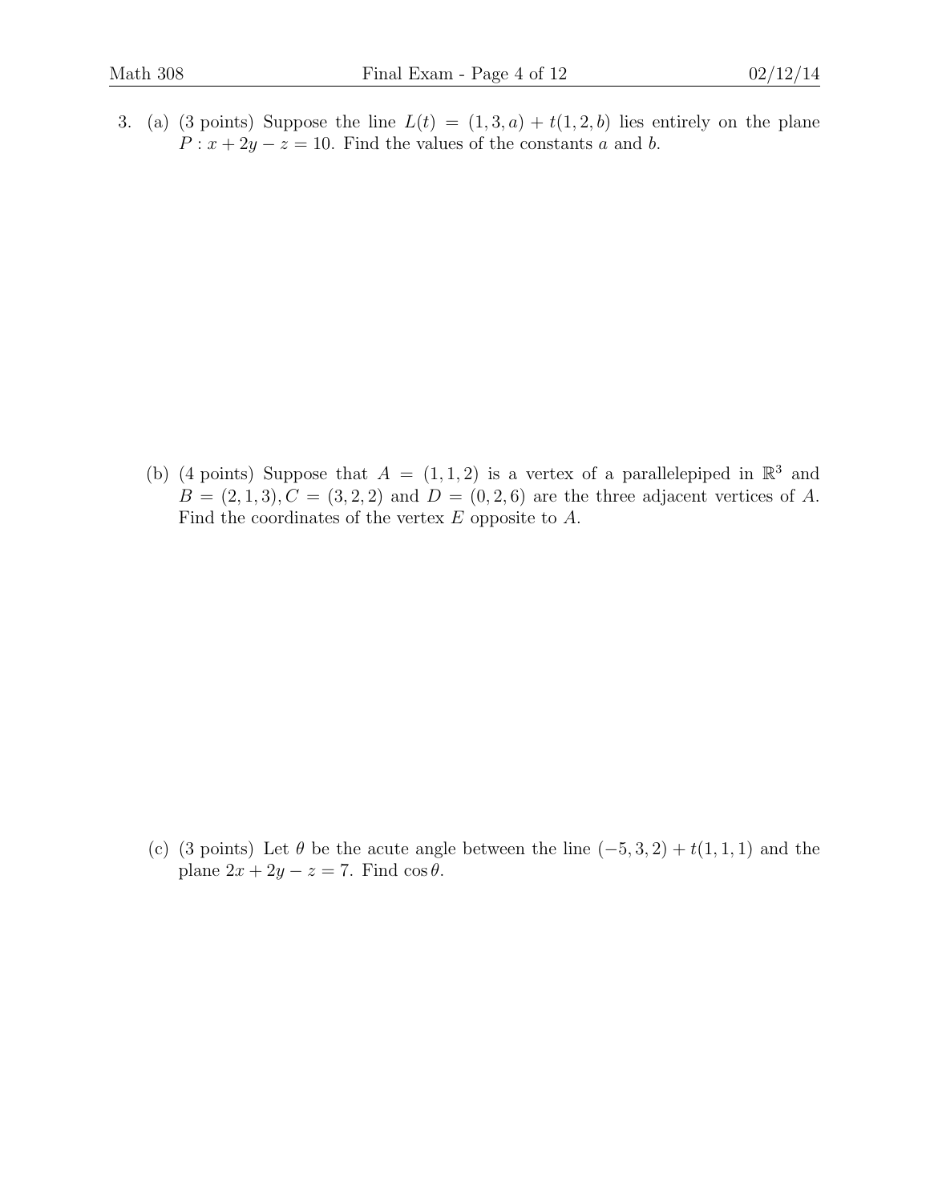3. (a) (3 points) Suppose the line $L(t) = (1, 3, a) + t(1, 2, b)$ lies entirely on the plane $P : x + 2y - z = 10$. Find the values of the constants $a$ and $b$.

(b) (4 points) Suppose that $A = (1, 1, 2)$ is a vertex of a parallelepiped in $\mathbb{R}^3$ and $B = (2, 1, 3), C = (3, 2, 2)$ and $D = (0, 2, 6)$ are the three adjacent vertices of $A$. Find the coordinates of the vertex $E$ opposite to $A$.

(c) (3 points) Let $\theta$ be the acute angle between the line $(-5, 3, 2) + t(1, 1, 1)$ and the plane $2x + 2y - z = 7$. Find $\cos\theta$.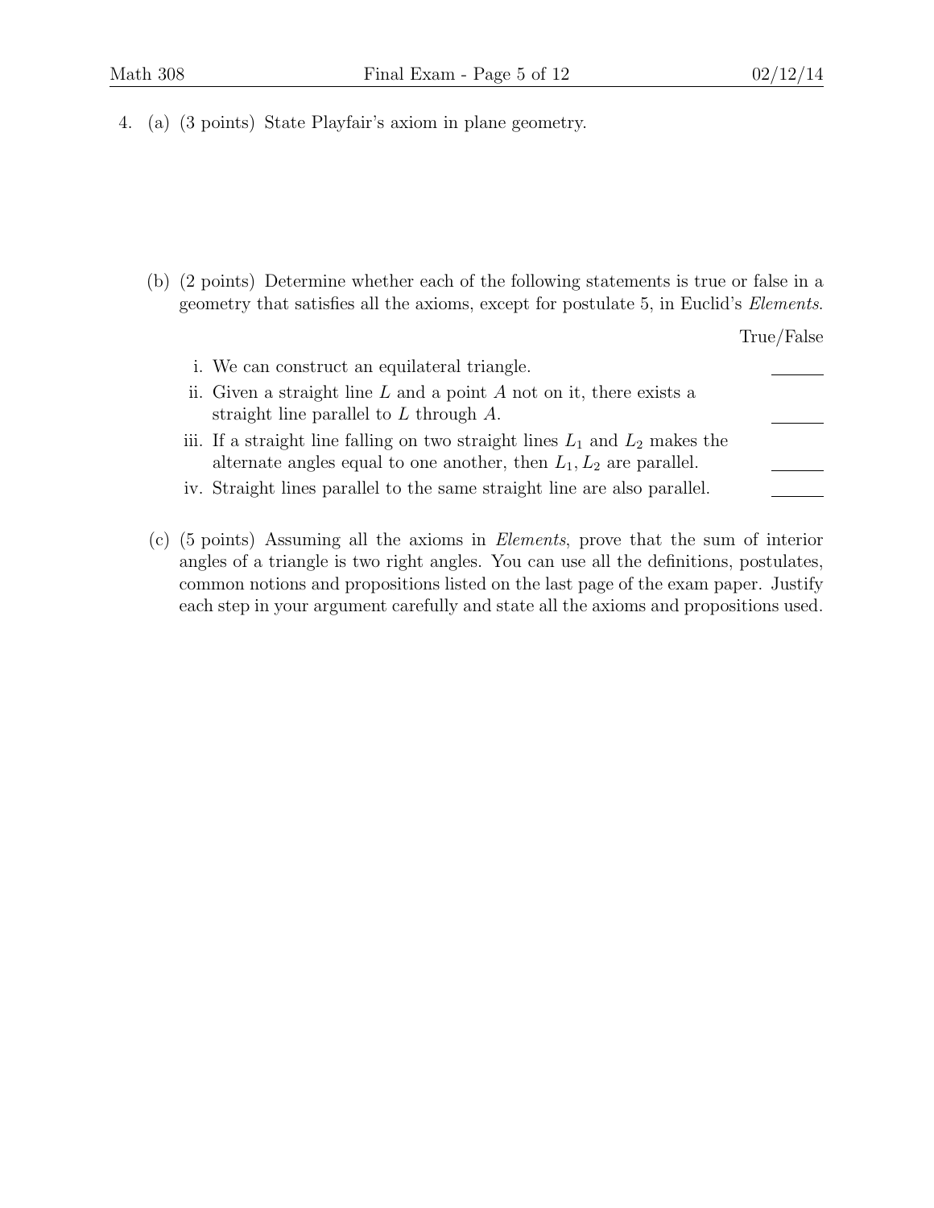4. (a) (3 points) State Playfair's axiom in plane geometry.

(b) (2 points) Determine whether each of the following statements is true or false in a geometry that satisfies all the axioms, except for postulate 5, in Euclid's *Elements*.

True/False

i. We can construct an equilateral triangle. ______

ii. Given a straight line $L$ and a point $A$ not on it, there exists a straight line parallel to $L$ through $A$. ______

iii. If a straight line falling on two straight lines $L_1$ and $L_2$ makes the alternate angles equal to one another, then $L_1, L_2$ are parallel. ______

iv. Straight lines parallel to the same straight line are also parallel. ______

(c) (5 points) Assuming all the axioms in *Elements*, prove that the sum of interior angles of a triangle is two right angles. You can use all the definitions, postulates, common notions and propositions listed on the last page of the exam paper. Justify each step in your argument carefully and state all the axioms and propositions used.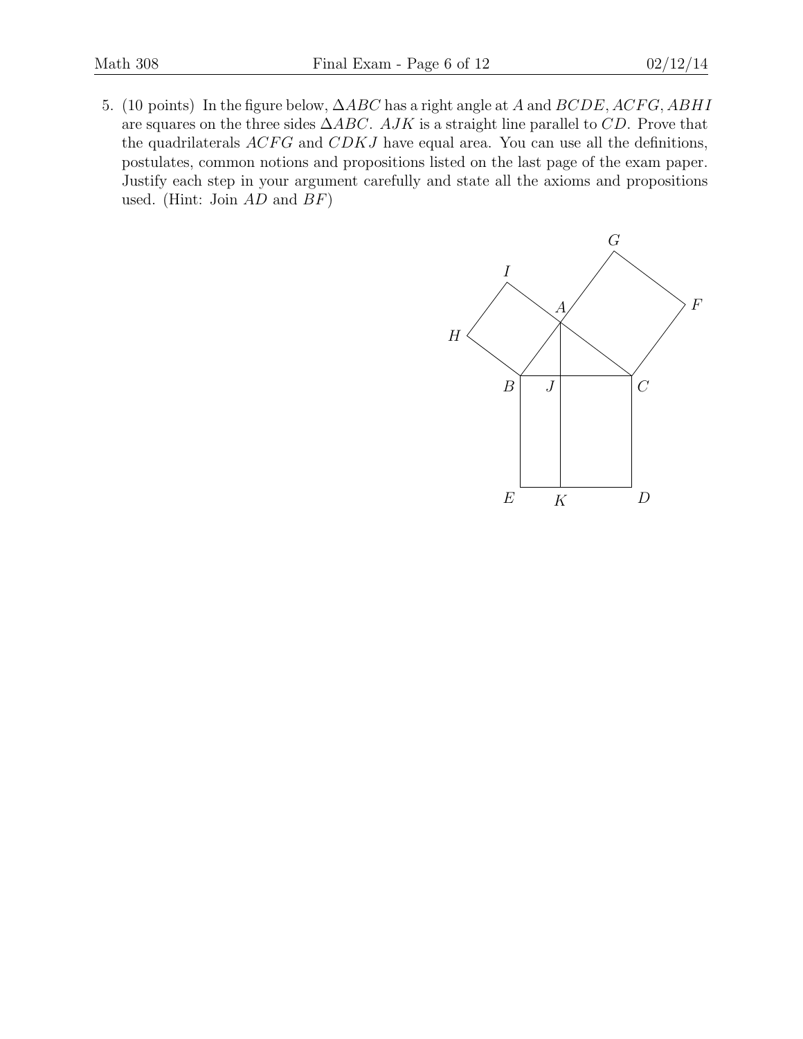5. (10 points) In the figure below, $\Delta ABC$ has a right angle at $A$ and $BCDE, ACFG, ABHI$ are squares on the three sides $\Delta ABC$. $AJK$ is a straight line parallel to $CD$. Prove that the quadrilaterals $ACFG$ and $CDKJ$ have equal area. You can use all the definitions, postulates, common notions and propositions listed on the last page of the exam paper. Justify each step in your argument carefully and state all the axioms and propositions used. (Hint: Join $AD$ and $BF$)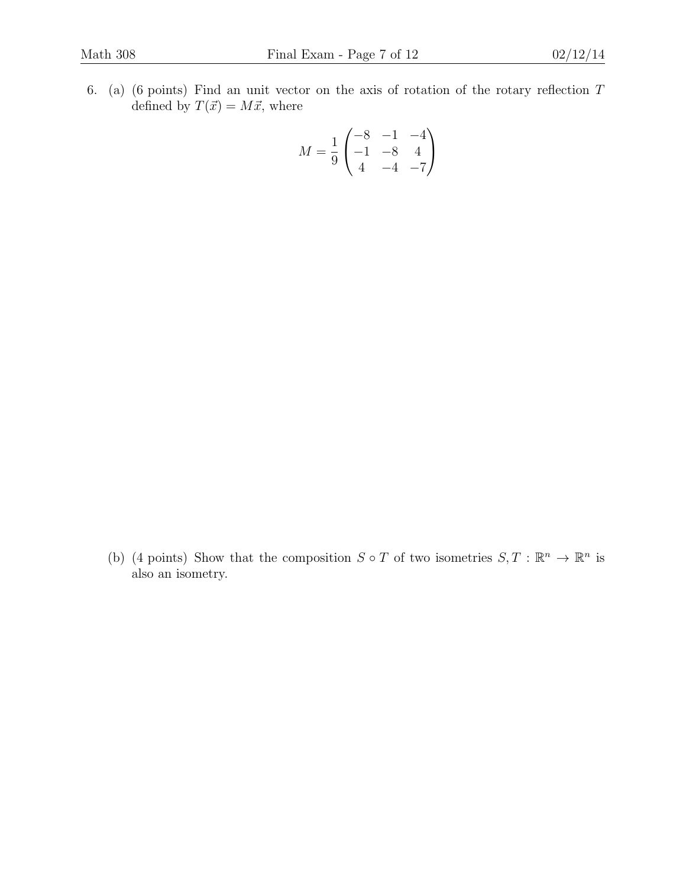6. (a) (6 points) Find an unit vector on the axis of rotation of the rotary reflection $T$ defined by $T(\vec{x}) = M\vec{x}$, where

$$M = \frac{1}{9} \begin{pmatrix} -8 & -1 & -4 \\ -1 & -8 & 4 \\ 4 & -4 & -7 \end{pmatrix}$$

(b) (4 points) Show that the composition $S \circ T$ of two isometries $S, T : \mathbb{R}^n \to \mathbb{R}^n$ is also an isometry.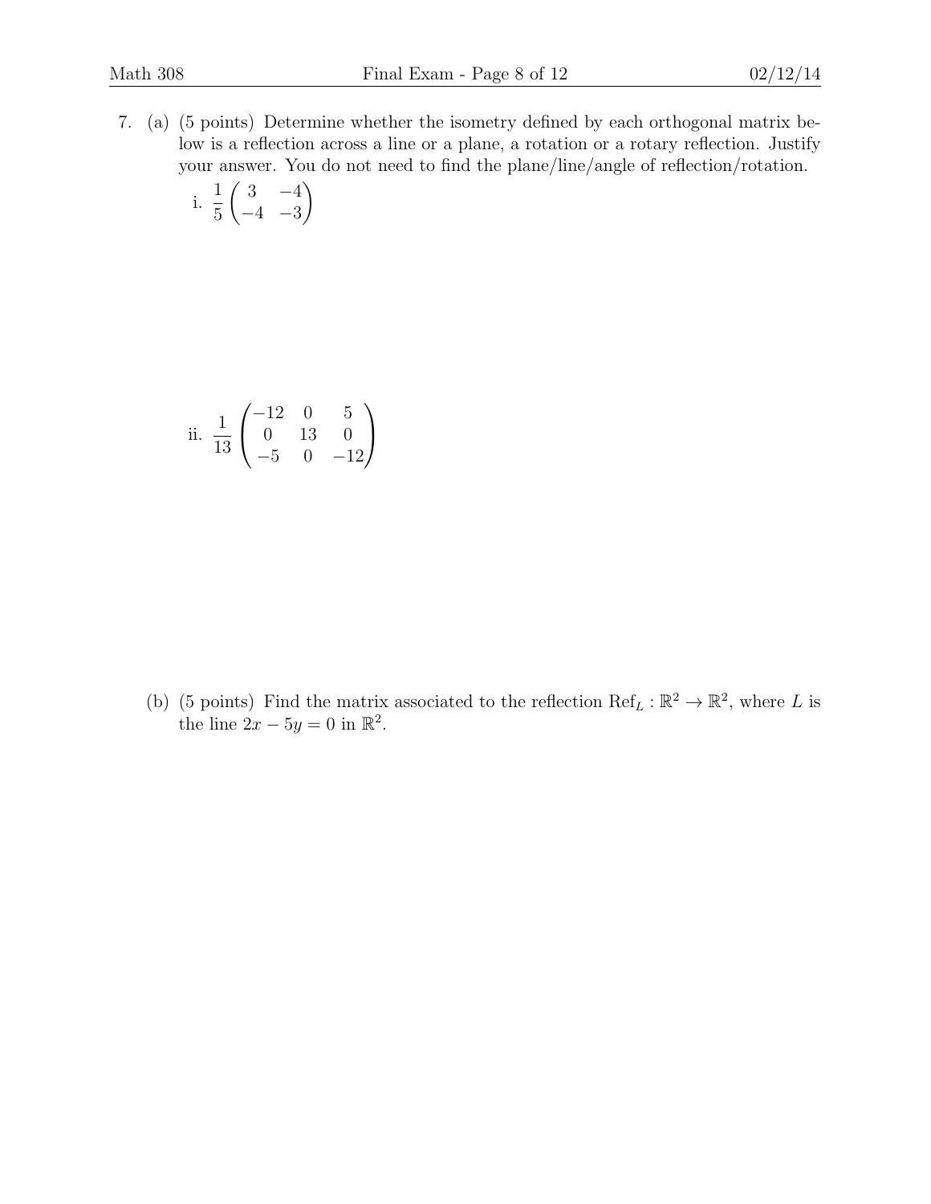7. (a) (5 points) Determine whether the isometry defined by each orthogonal matrix below is a reflection across a line or a plane, a rotation or a rotary reflection. Justify your answer. You do not need to find the plane/line/angle of reflection/rotation.

   i. $\frac{1}{5}\begin{pmatrix} 3 & -4 \\ -4 & -3 \end{pmatrix}$

   ii. $\frac{1}{13}\begin{pmatrix} -12 & 0 & 5 \\ 0 & 13 & 0 \\ -5 & 0 & -12 \end{pmatrix}$

   (b) (5 points) Find the matrix associated to the reflection $\text{Ref}_L : \mathbb{R}^2 \to \mathbb{R}^2$, where $L$ is the line $2x - 5y = 0$ in $\mathbb{R}^2$.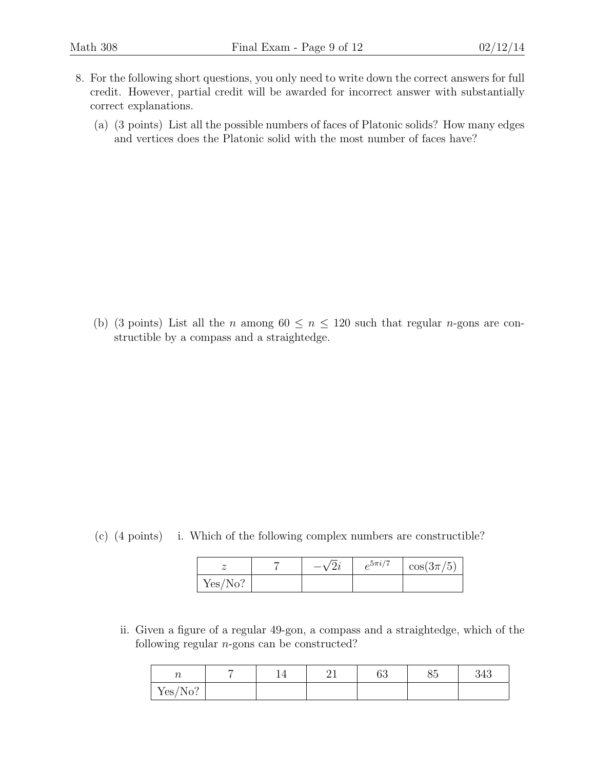8. For the following short questions, you only need to write down the correct answers for full credit. However, partial credit will be awarded for incorrect answer with substantially correct explanations.

   (a) (3 points) List all the possible numbers of faces of Platonic solids? How many edges and vertices does the Platonic solid with the most number of faces have?

   (b) (3 points) List all the $n$ among $60 \leq n \leq 120$ such that regular $n$-gons are constructible by a compass and a straightedge.

   (c) (4 points) i. Which of the following complex numbers are constructible?

| $z$ | $7$ | $-\sqrt{2}i$ | $e^{5\pi i/7}$ | $\cos(3\pi/5)$ |
|---|---|---|---|---|
| Yes/No? | | | | |

   ii. Given a figure of a regular 49-gon, a compass and a straightedge, which of the following regular $n$-gons can be constructed?

| $n$ | 7 | 14 | 21 | 63 | 85 | 343 |
|---|---|---|---|---|---|---|
| Yes/No? | | | | | | |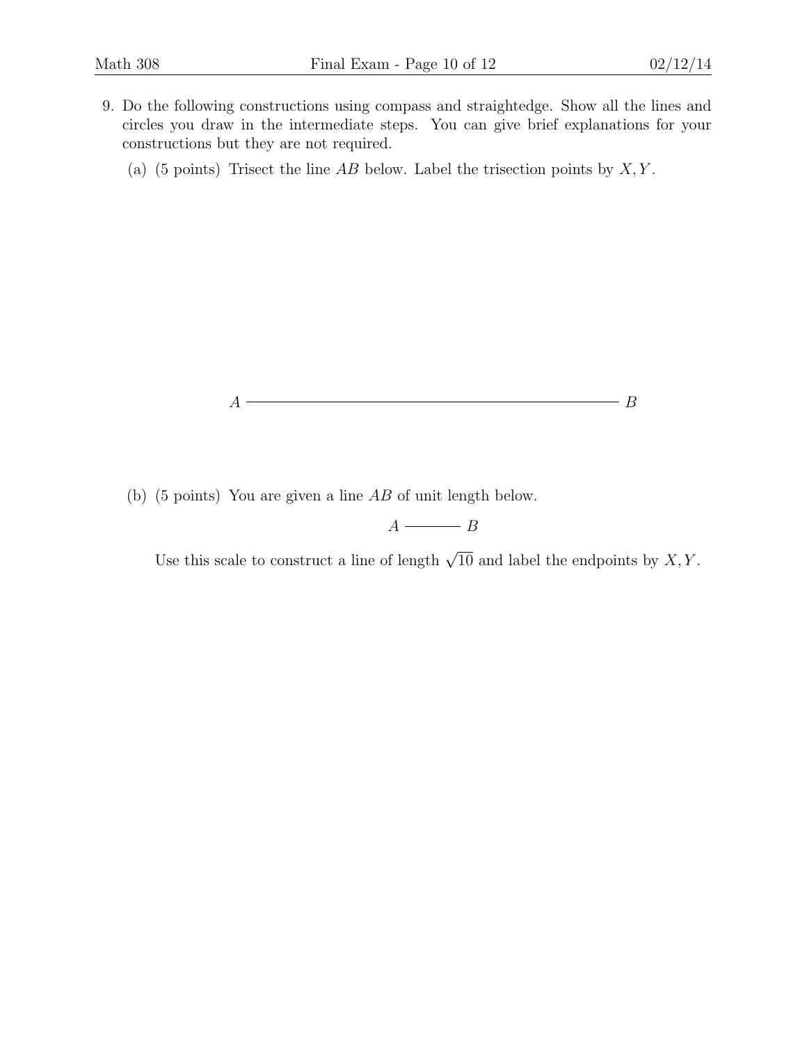9. Do the following constructions using compass and straightedge. Show all the lines and circles you draw in the intermediate steps. You can give brief explanations for your constructions but they are not required.

   (a) (5 points) Trisect the line $AB$ below. Label the trisection points by $X, Y$.

   $A$ ———————————————————————— $B$

   (b) (5 points) You are given a line $AB$ of unit length below.

   $A$ ——— $B$

   Use this scale to construct a line of length $\sqrt{10}$ and label the endpoints by $X, Y$.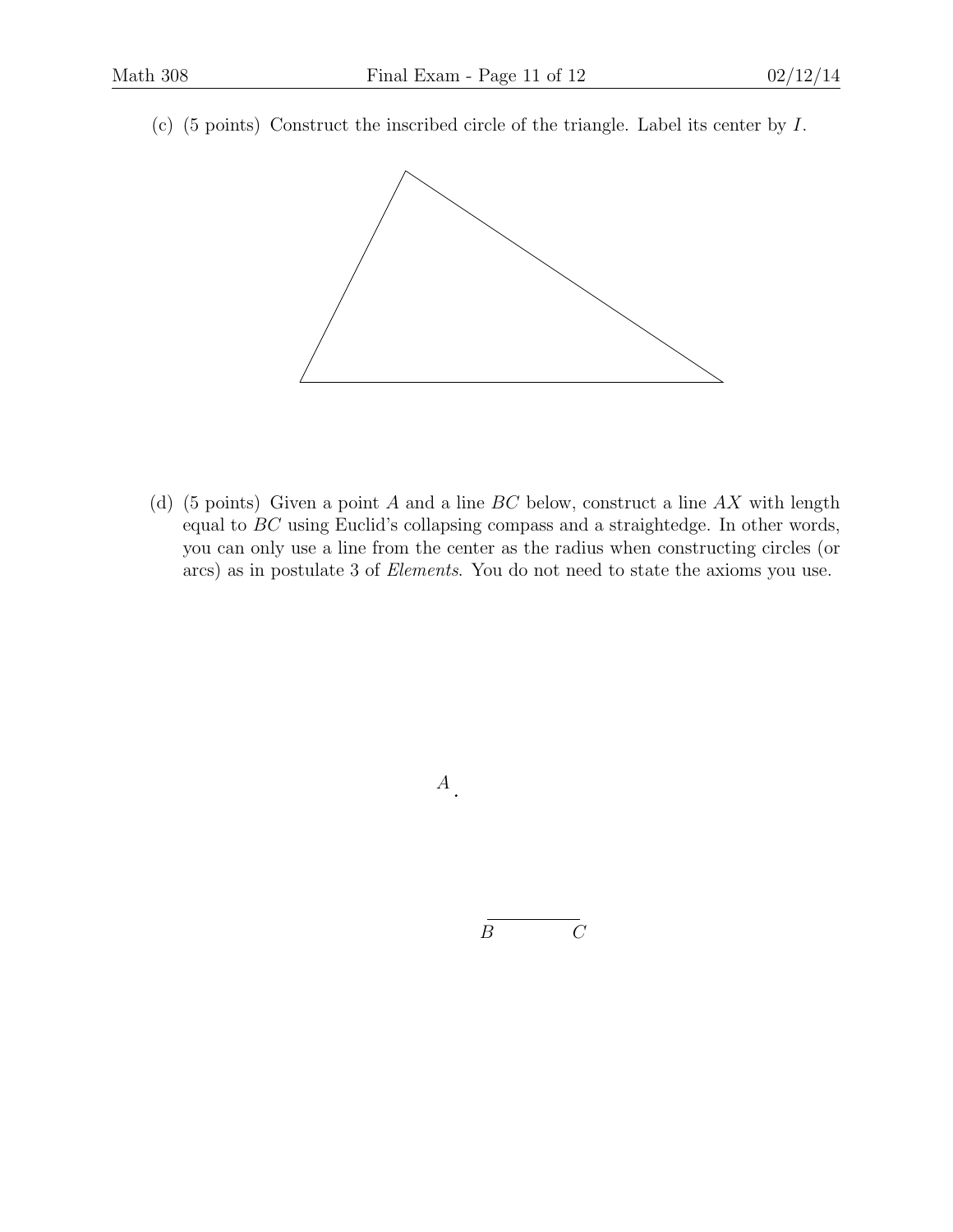(c) (5 points) Construct the inscribed circle of the triangle. Label its center by $I$.

(d) (5 points) Given a point $A$ and a line $BC$ below, construct a line $AX$ with length equal to $BC$ using Euclid's collapsing compass and a straightedge. In other words, you can only use a line from the center as the radius when constructing circles (or arcs) as in postulate 3 of *Elements*. You do not need to state the axioms you use.

$A$

$B$ $C$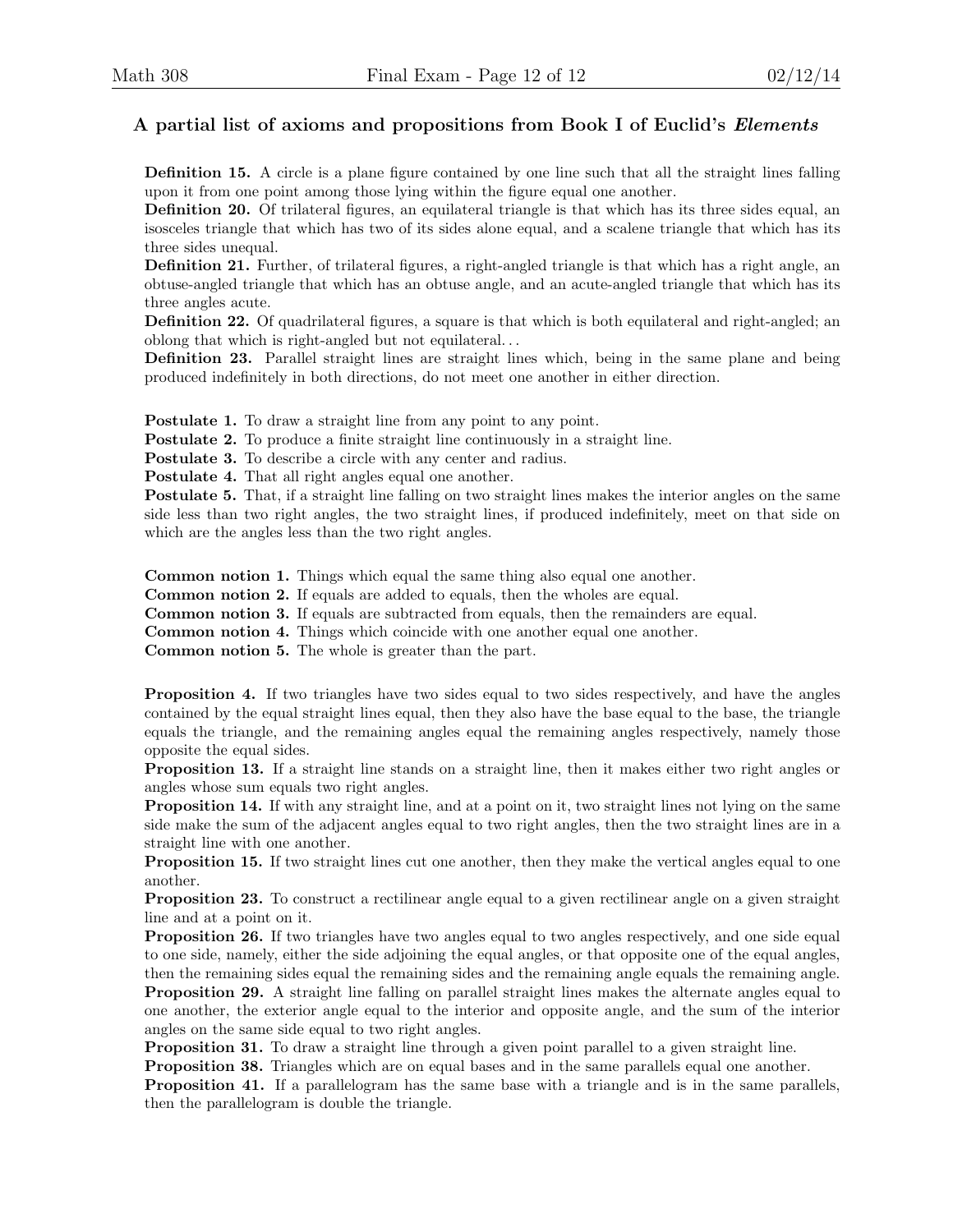## A partial list of axioms and propositions from Book I of Euclid's *Elements*

**Definition 15.** A circle is a plane figure contained by one line such that all the straight lines falling upon it from one point among those lying within the figure equal one another.
**Definition 20.** Of trilateral figures, an equilateral triangle is that which has its three sides equal, an isosceles triangle that which has two of its sides alone equal, and a scalene triangle that which has its three sides unequal.
**Definition 21.** Further, of trilateral figures, a right-angled triangle is that which has a right angle, an obtuse-angled triangle that which has an obtuse angle, and an acute-angled triangle that which has its three angles acute.
**Definition 22.** Of quadrilateral figures, a square is that which is both equilateral and right-angled; an oblong that which is right-angled but not equilateral...
**Definition 23.** Parallel straight lines are straight lines which, being in the same plane and being produced indefinitely in both directions, do not meet one another in either direction.

**Postulate 1.** To draw a straight line from any point to any point.
**Postulate 2.** To produce a finite straight line continuously in a straight line.
**Postulate 3.** To describe a circle with any center and radius.
**Postulate 4.** That all right angles equal one another.
**Postulate 5.** That, if a straight line falling on two straight lines makes the interior angles on the same side less than two right angles, the two straight lines, if produced indefinitely, meet on that side on which are the angles less than the two right angles.

**Common notion 1.** Things which equal the same thing also equal one another.
**Common notion 2.** If equals are added to equals, then the wholes are equal.
**Common notion 3.** If equals are subtracted from equals, then the remainders are equal.
**Common notion 4.** Things which coincide with one another equal one another.
**Common notion 5.** The whole is greater than the part.

**Proposition 4.** If two triangles have two sides equal to two sides respectively, and have the angles contained by the equal straight lines equal, then they also have the base equal to the base, the triangle equals the triangle, and the remaining angles equal the remaining angles respectively, namely those opposite the equal sides.
**Proposition 13.** If a straight line stands on a straight line, then it makes either two right angles or angles whose sum equals two right angles.
**Proposition 14.** If with any straight line, and at a point on it, two straight lines not lying on the same side make the sum of the adjacent angles equal to two right angles, then the two straight lines are in a straight line with one another.
**Proposition 15.** If two straight lines cut one another, then they make the vertical angles equal to one another.
**Proposition 23.** To construct a rectilinear angle equal to a given rectilinear angle on a given straight line and at a point on it.
**Proposition 26.** If two triangles have two angles equal to two angles respectively, and one side equal to one side, namely, either the side adjoining the equal angles, or that opposite one of the equal angles, then the remaining sides equal the remaining sides and the remaining angle equals the remaining angle.
**Proposition 29.** A straight line falling on parallel straight lines makes the alternate angles equal to one another, the exterior angle equal to the interior and opposite angle, and the sum of the interior angles on the same side equal to two right angles.
**Proposition 31.** To draw a straight line through a given point parallel to a given straight line.
**Proposition 38.** Triangles which are on equal bases and in the same parallels equal one another.
**Proposition 41.** If a parallelogram has the same base with a triangle and is in the same parallels, then the parallelogram is double the triangle.